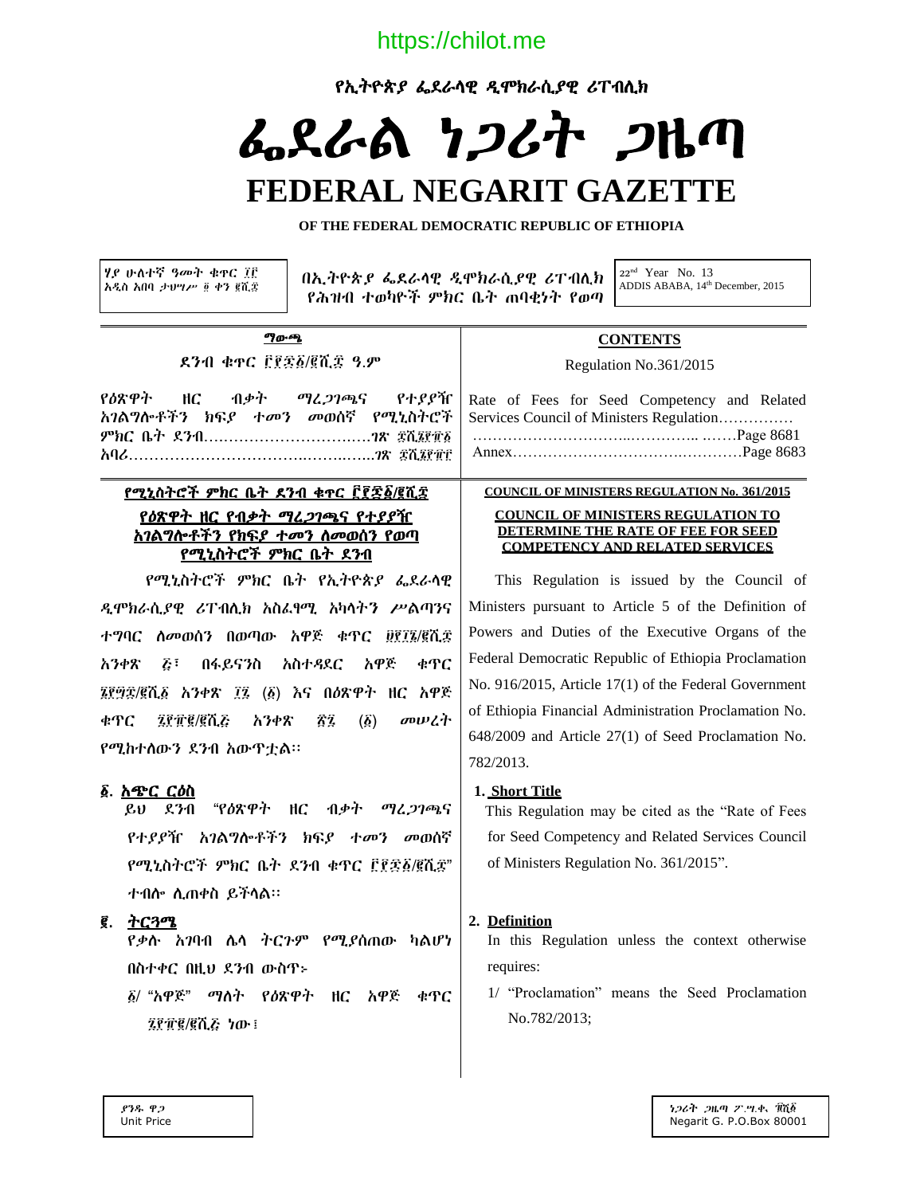https://chilot.me

የኢትዮጵያ ፌደራላዊ ዲሞክራሲያዊ ሪፐብሊክ

# ፌደራል ነጋሪት ጋዜጣ

# FEDERAL NEGARIT GAZETTE

**OF THE FEDERAL DEMOCRATIC REPUBLIC OF ETHIOPIA**

ሃያ ሁለተኛ ዓመት ቁጥር ፲፫
አዲስ አበባ ታህሣሥ ፬ ቀን ፪ሺ፰

በኢትዮጵያ ፌደራላዊ ዲሞክራሲያዊ ሪፐብሊክ የሕዝብ ተወካዮች ምክር ቤት ጠባቂነት የወጣ

22nd Year No. 13
ADDIS ABABA, 14th December, 2015

**ማውጫ**

ደንብ ቁጥር ፫፻፷፩/፪ሺ፰ ዓ.ም

የዕጽዋት ዘር ብቃት ማረጋገጫና የተያያዥ አገልግሎቶችን ክፍያ ተመን መወሰኛ የሚኒስትሮች ምክር ቤት ደንብ……………………………ገጽ ፰ሺ፮፻፹፩
አባሪ………………………………………………ገጽ ፰ሺ፮፻፹፫

**CONTENTS**

Regulation No.361/2015

Rate of Fees for Seed Competency and Related Services Council of Ministers Regulation……………………………………………………Page 8681
Annex………………………………………………Page 8683

**የሚኒስትሮች ምክር ቤት ደንብ ቁጥር ፫፻፷፩/፪ሺ፰**

**የዕጽዋት ዘር የብቃት ማረጋገጫና የተያያዥ አገልግሎቶችን የክፍያ ተመን ለመወሰን የወጣ የሚኒስትሮች ምክር ቤት ደንብ**

የሚኒስትሮች ምክር ቤት የኢትዮጵያ ፌደራላዊ ዲሞክራሲያዊ ሪፐብሊክ አስፈፃሚ አካላትን ሥልጣንና ተግባር ለመወሰን በወጣው አዋጅ ቁጥር ፱፻፲፮/፪ሺ፯ አንቀጽ ፭፣ በፋይናንስ አስተዳደር አዋጅ ቁጥር ፮፻፵፰/፪ሺ፩ አንቀጽ ፲፯ (፩) እና በዕጽዋት ዘር አዋጅ ቁጥር ፯፻፹፪/፪ሺ፭ አንቀጽ ፳፯ (፩) መሠረት የሚከተለውን ደንብ አውጥቷል፡፡

**፩. አጭር ርዕስ**

ይህ ደንብ "የዕጽዋት ዘር ብቃት ማረጋገጫና የተያያዥ አገልግሎቶችን ክፍያ ተመን መወሰኛ የሚኒስትሮች ምክር ቤት ደንብ ቁጥር ፫፻፷፩/፪ሺ፰" ተብሎ ሊጠቀስ ይችላል፡፡

**፪. ትርጓሜ**

የቃሉ አገባብ ሌላ ትርጉም የሚያሰጠው ካልሆነ በስተቀር በዚህ ደንብ ውስጥ፡-

፩/ "አዋጅ" ማለት የዕጽዋት ዘር አዋጅ ቁጥር ፯፻፹፪/፪ሺ፭ ነው፤

**COUNCIL OF MINISTERS REGULATION No. 361/2015**

**COUNCIL OF MINISTERS REGULATION TO DETERMINE THE RATE OF FEE FOR SEED COMPETENCY AND RELATED SERVICES**

This Regulation is issued by the Council of Ministers pursuant to Article 5 of the Definition of Powers and Duties of the Executive Organs of the Federal Democratic Republic of Ethiopia Proclamation No. 916/2015, Article 17(1) of the Federal Government of Ethiopia Financial Administration Proclamation No. 648/2009 and Article 27(1) of Seed Proclamation No. 782/2013.

**1. Short Title**

This Regulation may be cited as the "Rate of Fees for Seed Competency and Related Services Council of Ministers Regulation No. 361/2015".

**2. Definition**

In this Regulation unless the context otherwise requires:

1/ "Proclamation" means the Seed Proclamation No.782/2013;

ያንዱ ዋጋ
Unit Price

ነጋሪት ጋዜጣ ፖ.ሣ.ቁ. ፹ሺ፩
Negarit G. P.O.Box 80001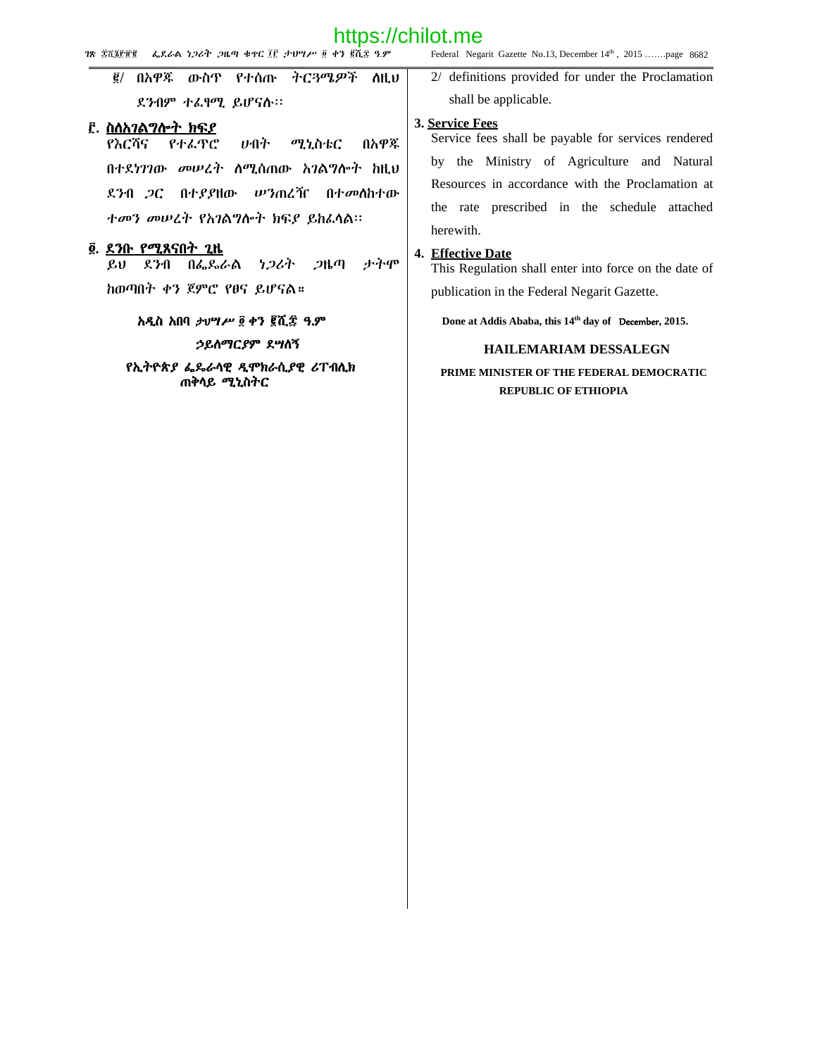፪/ በአዋጁ ውስጥ የተሰጡ ትርጓሜዎች ለዚህ ደንብም ተፈፃሚ ይሆናሉ፡፡

**፫. ስለአገልግሎት ክፍያ**

የእርሻና የተፈጥሮ ሀብት ሚኒስቴር በአዋጁ በተደነገገው መሠረት ለሚሰጠው አገልግሎት ከዚህ ደንብ ጋር በተያያዘው ሠንጠረዥ በተመለከተው ተመን መሠረት የአገልግሎት ክፍያ ይከፈላል፡፡

**፬. ደንቡ የሚጸናበት ጊዜ**

ይህ ደንብ በፌዴራል ነጋሪት ጋዜጣ ታትሞ ከወጣበት ቀን ጀምሮ የፀና ይሆናል፡፡

**አዲስ አበባ ታህሣሥ ፬ ቀን ፪ሺ፰ ዓ.ም**

**ኃይለማርያም ደሣለኝ**

**የኢትዮጵያ ፌዴራላዊ ዲሞክራሲያዊ ሪፐብሊክ ጠቅላይ ሚኒስትር**

2/ definitions provided for under the Proclamation shall be applicable.

**3. Service Fees**

Service fees shall be payable for services rendered by the Ministry of Agriculture and Natural Resources in accordance with the Proclamation at the rate prescribed in the schedule attached herewith.

**4. Effective Date**

This Regulation shall enter into force on the date of publication in the Federal Negarit Gazette.

**Done at Addis Ababa, this 14th day of December, 2015.**

**HAILEMARIAM DESSALEGN**

**PRIME MINISTER OF THE FEDERAL DEMOCRATIC REPUBLIC OF ETHIOPIA**